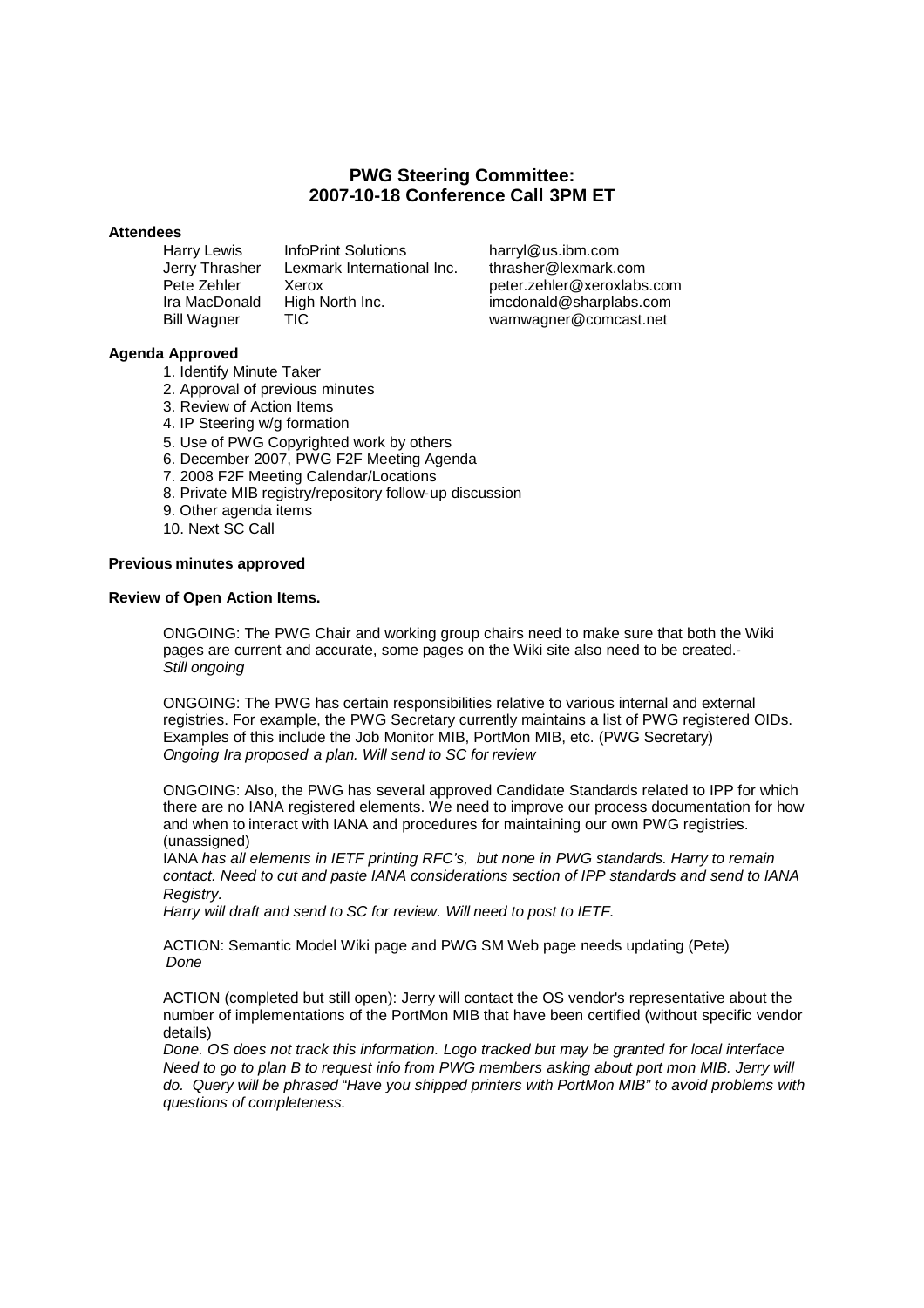# PWG Steering Committee: 2007-10-18 Conference Call 3PM ET

**Attendees**

| | | |
|---|---|---|
| Harry Lewis | InfoPrint Solutions | harryl@us.ibm.com |
| Jerry Thrasher | Lexmark International Inc. | thrasher@lexmark.com |
| Pete Zehler | Xerox | peter.zehler@xeroxlabs.com |
| Ira MacDonald | High North Inc. | imcdonald@sharplabs.com |
| Bill Wagner | TIC | wamwagner@comcast.net |

**Agenda Approved**

1. Identify Minute Taker
2. Approval of previous minutes
3. Review of Action Items
4. IP Steering w/g formation
5. Use of PWG Copyrighted work by others
6. December 2007, PWG F2F Meeting Agenda
7. 2008 F2F Meeting Calendar/Locations
8. Private MIB registry/repository follow-up discussion
9. Other agenda items
10. Next SC Call

**Previous minutes approved**

**Review of Open Action Items.**

ONGOING: The PWG Chair and working group chairs need to make sure that both the Wiki pages are current and accurate, some pages on the Wiki site also need to be created.- *Still ongoing*

ONGOING: The PWG has certain responsibilities relative to various internal and external registries. For example, the PWG Secretary currently maintains a list of PWG registered OIDs. Examples of this include the Job Monitor MIB, PortMon MIB, etc. (PWG Secretary) *Ongoing Ira proposed a plan. Will send to SC for review*

ONGOING: Also, the PWG has several approved Candidate Standards related to IPP for which there are no IANA registered elements. We need to improve our process documentation for how and when to interact with IANA and procedures for maintaining our own PWG registries. (unassigned)
IANA *has all elements in IETF printing RFC's, but none in PWG standards. Harry to remain contact. Need to cut and paste IANA considerations section of IPP standards and send to IANA Registry.*
*Harry will draft and send to SC for review. Will need to post to IETF.*

ACTION: Semantic Model Wiki page and PWG SM Web page needs updating (Pete)
*Done*

ACTION (completed but still open): Jerry will contact the OS vendor's representative about the number of implementations of the PortMon MIB that have been certified (without specific vendor details)
*Done. OS does not track this information. Logo tracked but may be granted for local interface Need to go to plan B to request info from PWG members asking about port mon MIB. Jerry will do. Query will be phrased "Have you shipped printers with PortMon MIB" to avoid problems with questions of completeness.*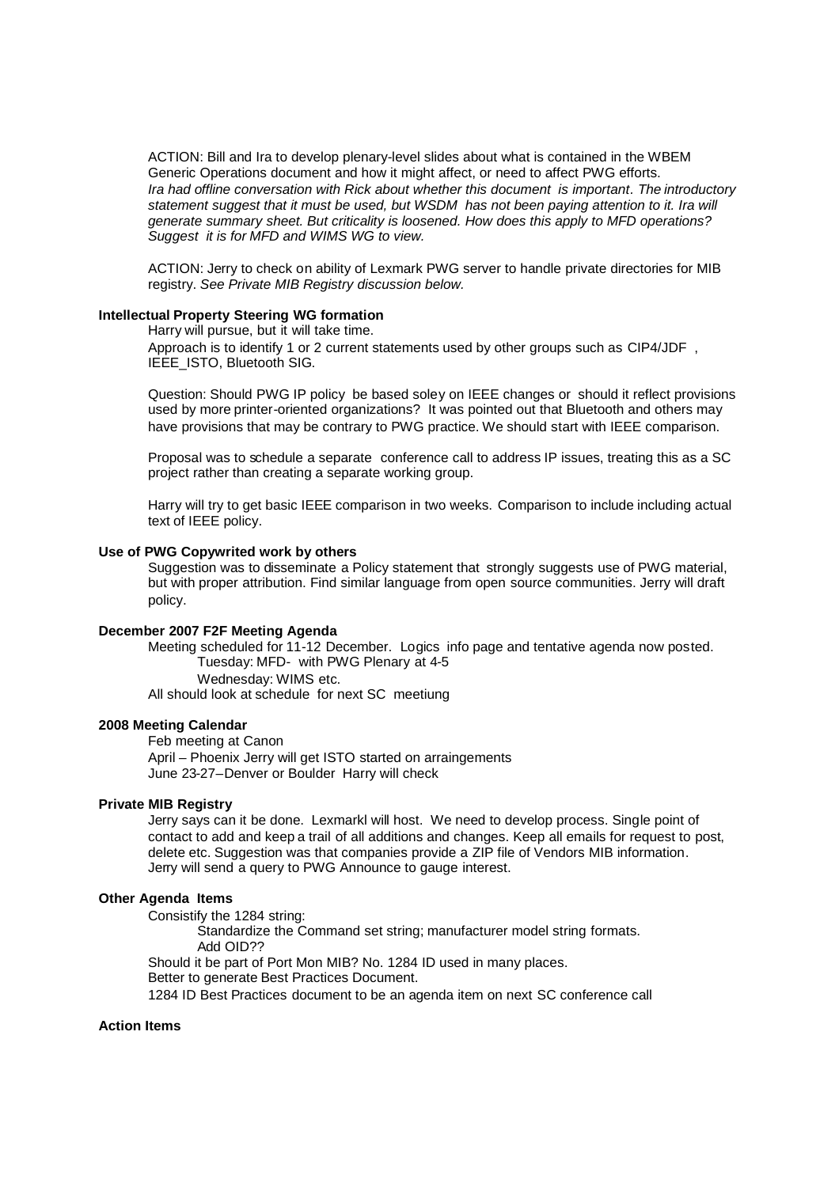ACTION: Bill and Ira to develop plenary-level slides about what is contained in the WBEM Generic Operations document and how it might affect, or need to affect PWG efforts.
*Ira had offline conversation with Rick about whether this document is important. The introductory statement suggest that it must be used, but WSDM has not been paying attention to it. Ira will generate summary sheet. But criticality is loosened. How does this apply to MFD operations? Suggest it is for MFD and WIMS WG to view.*

ACTION: Jerry to check on ability of Lexmark PWG server to handle private directories for MIB registry. *See Private MIB Registry discussion below.*

**Intellectual Property Steering WG formation**

Harry will pursue, but it will take time.

Approach is to identify 1 or 2 current statements used by other groups such as CIP4/JDF , IEEE_ISTO, Bluetooth SIG.

Question: Should PWG IP policy be based soley on IEEE changes or should it reflect provisions used by more printer-oriented organizations? It was pointed out that Bluetooth and others may have provisions that may be contrary to PWG practice. We should start with IEEE comparison.

Proposal was to schedule a separate conference call to address IP issues, treating this as a SC project rather than creating a separate working group.

Harry will try to get basic IEEE comparison in two weeks. Comparison to include including actual text of IEEE policy.

**Use of PWG Copywrited work by others**

Suggestion was to disseminate a Policy statement that strongly suggests use of PWG material, but with proper attribution. Find similar language from open source communities. Jerry will draft policy.

**December 2007 F2F Meeting Agenda**

Meeting scheduled for 11-12 December. Logics info page and tentative agenda now posted.

Tuesday: MFD- with PWG Plenary at 4-5

Wednesday: WIMS etc.

All should look at schedule for next SC meetiung

**2008 Meeting Calendar**

Feb meeting at Canon

April – Phoenix Jerry will get ISTO started on arraingements

June 23-27–Denver or Boulder Harry will check

**Private MIB Registry**

Jerry says can it be done. Lexmarkl will host. We need to develop process. Single point of contact to add and keep a trail of all additions and changes. Keep all emails for request to post, delete etc. Suggestion was that companies provide a ZIP file of Vendors MIB information. Jerry will send a query to PWG Announce to gauge interest.

**Other Agenda Items**

Consistify the 1284 string:

Standardize the Command set string; manufacturer model string formats.

Add OID??

Should it be part of Port Mon MIB? No. 1284 ID used in many places.

Better to generate Best Practices Document.

1284 ID Best Practices document to be an agenda item on next SC conference call

**Action Items**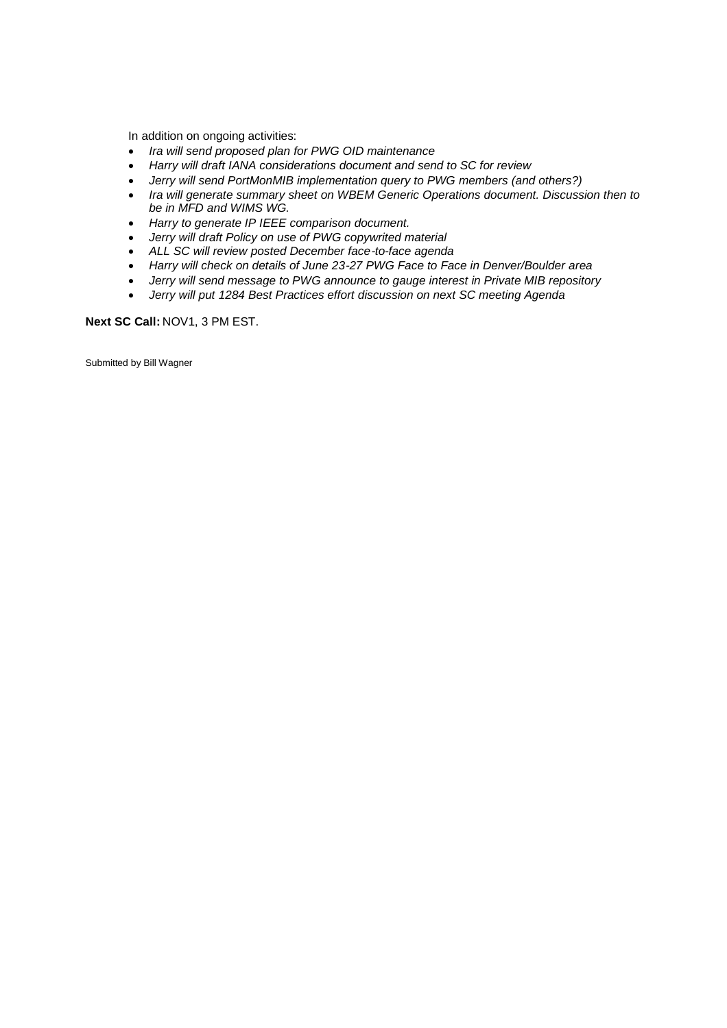In addition on ongoing activities:

- *Ira will send proposed plan for PWG OID maintenance*
- *Harry will draft IANA considerations document and send to SC for review*
- *Jerry will send PortMonMIB implementation query to PWG members (and others?)*
- *Ira will generate summary sheet on WBEM Generic Operations document. Discussion then to be in MFD and WIMS WG.*
- *Harry to generate IP IEEE comparison document.*
- *Jerry will draft Policy on use of PWG copywrited material*
- *ALL SC will review posted December face-to-face agenda*
- *Harry will check on details of June 23-27 PWG Face to Face in Denver/Boulder area*
- *Jerry will send message to PWG announce to gauge interest in Private MIB repository*
- *Jerry will put 1284 Best Practices effort discussion on next SC meeting Agenda*

**Next SC Call:** NOV1, 3 PM EST.

Submitted by Bill Wagner